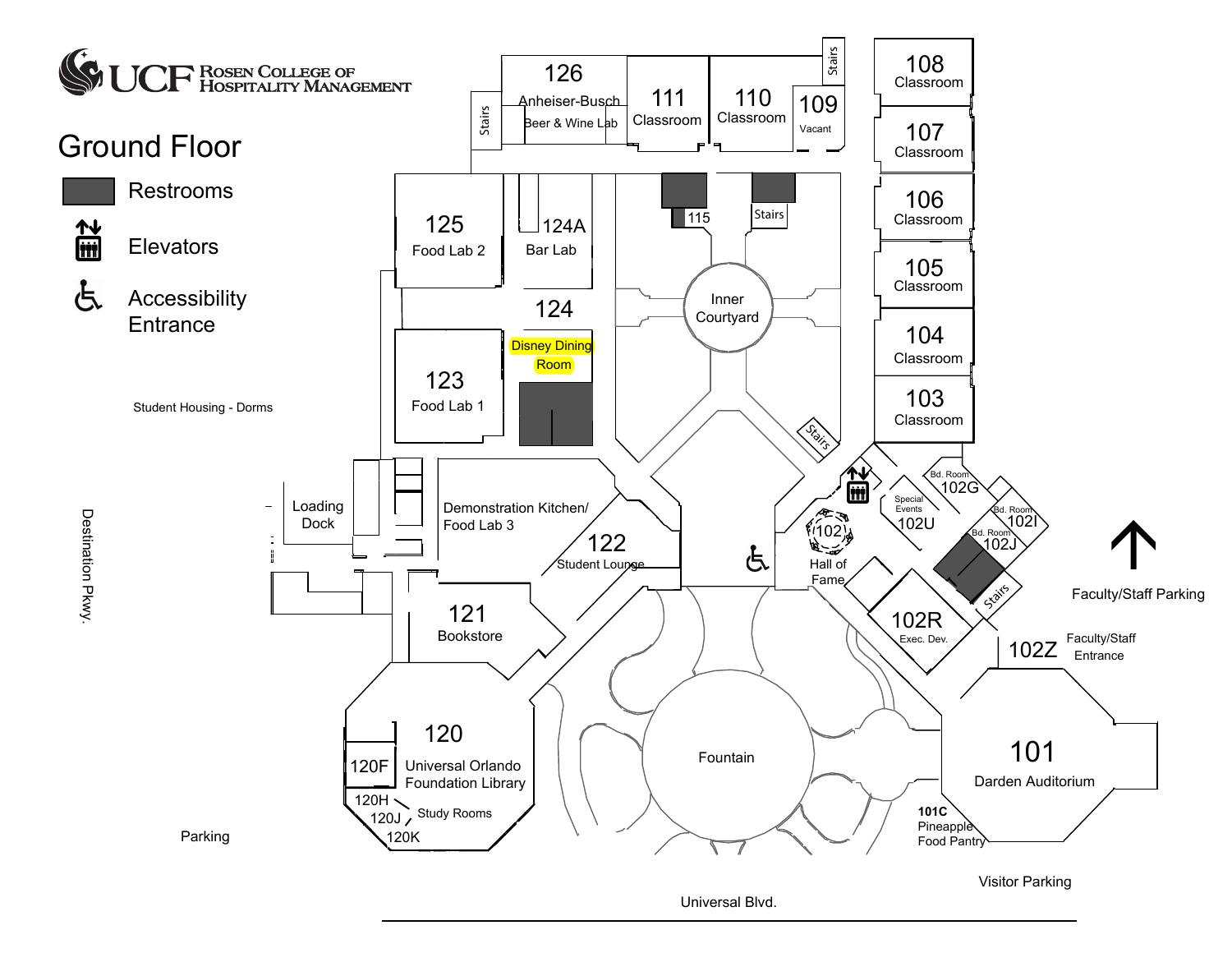UCF Rosen College of Hospitality Management

# Ground Floor

- Restrooms
- Elevators
- Accessibility Entrance

126 Anheiser-Busch Beer & Wine Lab

Stairs

111 Classroom

110 Classroom

109 Vacant

Stairs

108 Classroom

107 Classroom

106 Classroom

105 Classroom

104 Classroom

103 Classroom

125 Food Lab 2

124A Bar Lab

124

Disney Dining Room

123 Food Lab 1

115

Stairs

Inner Courtyard

Stairs

Student Housing - Dorms

Loading Dock

Demonstration Kitchen/ Food Lab 3

122 Student Lounge

121 Bookstore

120 Universal Orlando Foundation Library

120F

120H

120J

120K

Study Rooms

Destination Pkwy.

Parking

Fountain

Universal Blvd.

102 Hall of Fame

Special Events 102U

Bd. Room 102G

Bd. Room 102I

Bd. Room 102J

Stairs

102R Exec. Dev.

102Z

Faculty/Staff Entrance

Faculty/Staff Parking

101 Darden Auditorium

101C Pineapple Food Pantry

Visitor Parking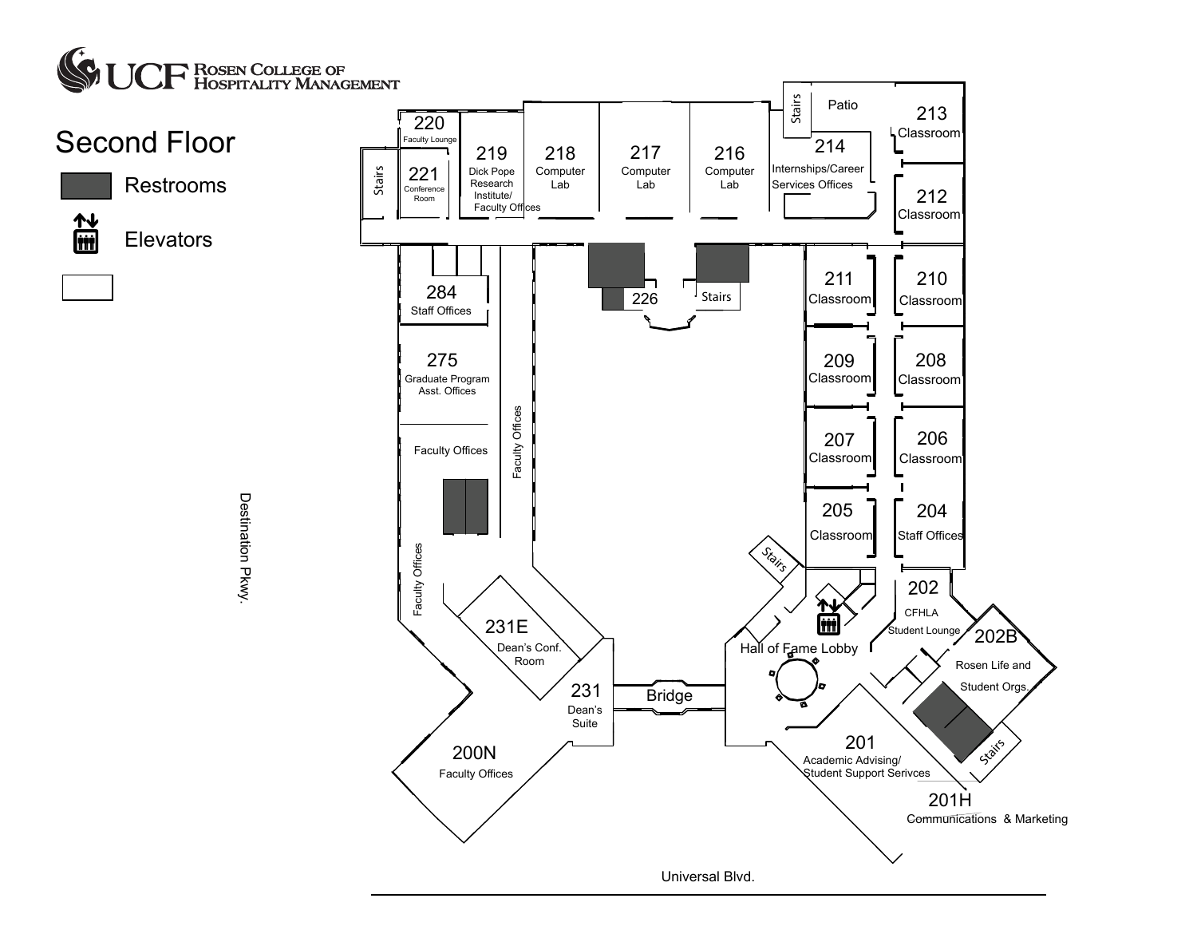UCF Rosen College of Hospitality Management

# Second Floor

Restrooms

Elevators

220 Faculty Lounge

221 Conference Room

Stairs

219 Dick Pope Research Institute/ Faculty Offices

218 Computer Lab

217 Computer Lab

216 Computer Lab

Stairs

Patio

214 Internships/Career Services Offices

213 Classroom

212 Classroom

284 Staff Offices

226

Stairs

211 Classroom

210 Classroom

275 Graduate Program Asst. Offices

209 Classroom

208 Classroom

Faculty Offices

Faculty Offices

207 Classroom

206 Classroom

205 Classroom

204 Staff Offices

Stairs

Faculty Offices

202 CFHLA Student Lounge

231E Dean's Conf. Room

Hall of Fame Lobby

202B Rosen Life and Student Orgs.

231 Dean's Suite

Bridge

Stairs

200N Faculty Offices

201 Academic Advising/ Student Support Serivces

201H Communications & Marketing

Destination Pkwy.

Universal Blvd.